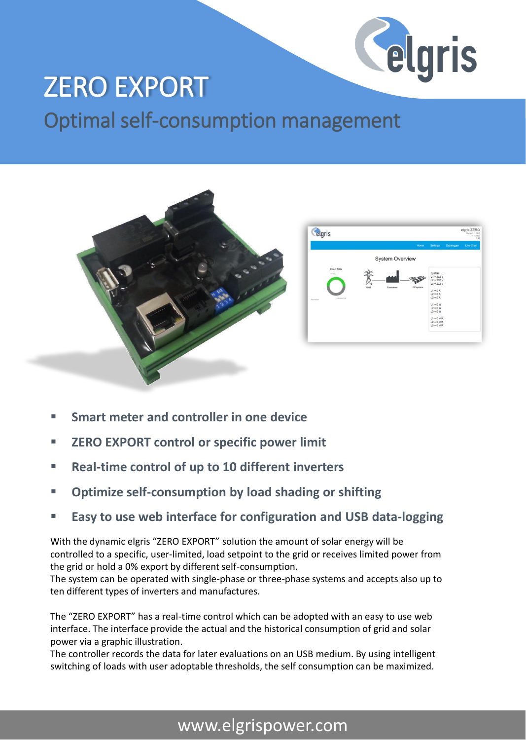# ZERO EXPORT

## Optimal self-consumption management

- **Smart meter and controller in one device**
- **ZERO EXPORT control or specific power limit**
- **Real-time control of up to 10 different inverters**
- **Optimize self-consumption by load shading or shifting**
- **Easy to use web interface for configuration and USB data-logging**

With the dynamic elgris “ZERO EXPORT” solution the amount of solar energy will be controlled to a specific, user-limited, load setpoint to the grid or receives limited power from the grid or hold a 0% export by different self-consumption.
The system can be operated with single-phase or three-phase systems and accepts also up to ten different types of inverters and manufactures.

The “ZERO EXPORT” has a real-time control which can be adopted with an easy to use web interface. The interface provide the actual and the historical consumption of grid and solar power via a graphic illustration.
The controller records the data for later evaluations on an USB medium. By using intelligent switching of loads with user adoptable thresholds, the self consumption can be maximized.

www.elgrispower.com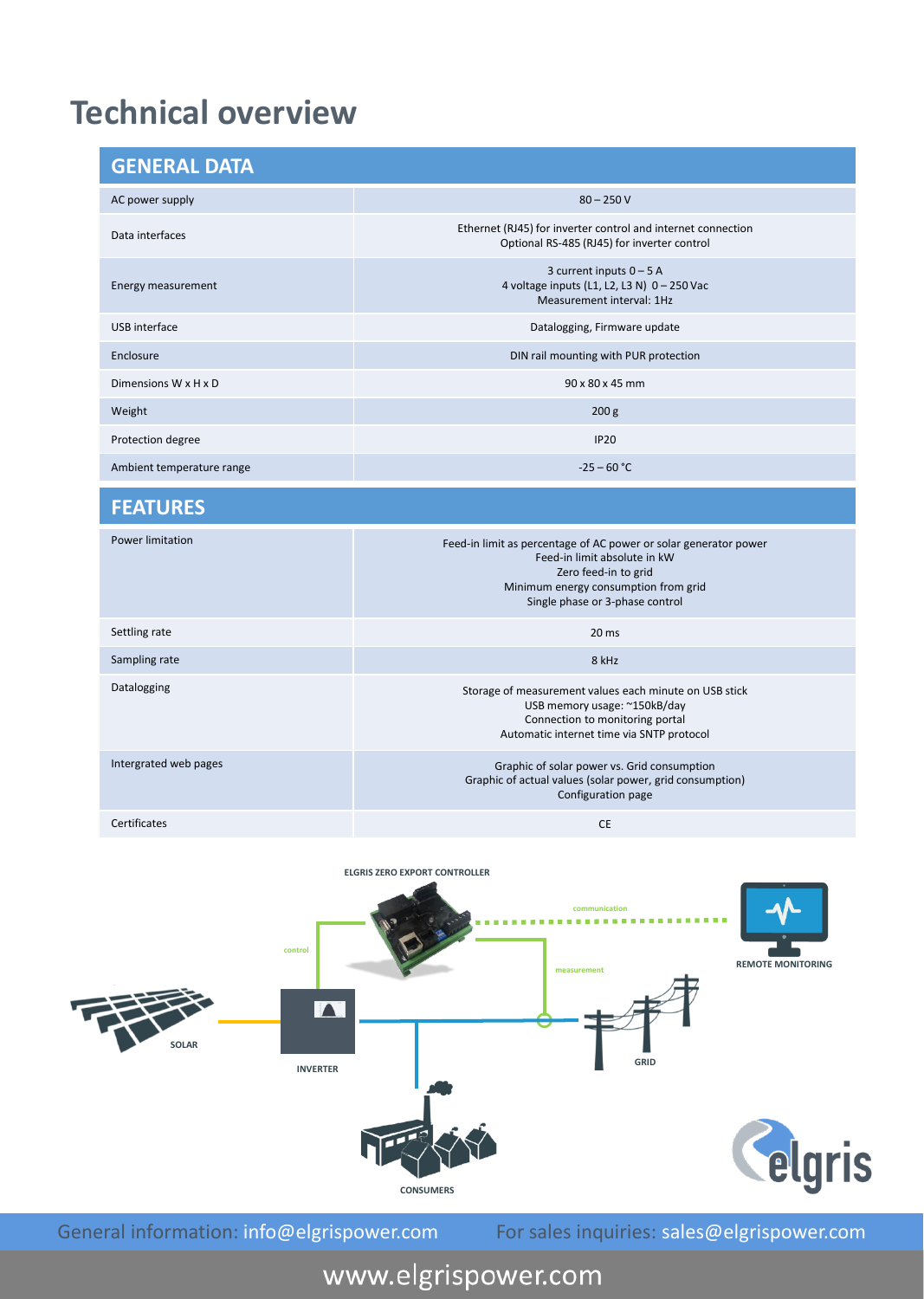# Technical overview

## GENERAL DATA

| | |
|---|---|
| AC power supply | 80 – 250 V |
| Data interfaces | Ethernet (RJ45) for inverter control and internet connection<br>Optional RS-485 (RJ45) for inverter control |
| Energy measurement | 3 current inputs 0 – 5 A<br>4 voltage inputs (L1, L2, L3 N) 0 – 250 Vac<br>Measurement interval: 1Hz |
| USB interface | Datalogging, Firmware update |
| Enclosure | DIN rail mounting with PUR protection |
| Dimensions W x H x D | 90 x 80 x 45 mm |
| Weight | 200 g |
| Protection degree | IP20 |
| Ambient temperature range | -25 – 60 °C |

## FEATURES

| | |
|---|---|
| Power limitation | Feed-in limit as percentage of AC power or solar generator power<br>Feed-in limit absolute in kW<br>Zero feed-in to grid<br>Minimum energy consumption from grid<br>Single phase or 3-phase control |
| Settling rate | 20 ms |
| Sampling rate | 8 kHz |
| Datalogging | Storage of measurement values each minute on USB stick<br>USB memory usage: ~150kB/day<br>Connection to monitoring portal<br>Automatic internet time via SNTP protocol |
| Intergrated web pages | Graphic of solar power vs. Grid consumption<br>Graphic of actual values (solar power, grid consumption)<br>Configuration page |
| Certificates | CE |

ELGRIS ZERO EXPORT CONTROLLER

communication

control

measurement

REMOTE MONITORING

SOLAR

INVERTER

GRID

CONSUMERS

elgris

General information: info@elgrispower.com    For sales inquiries: sales@elgrispower.com

www.elgrispower.com